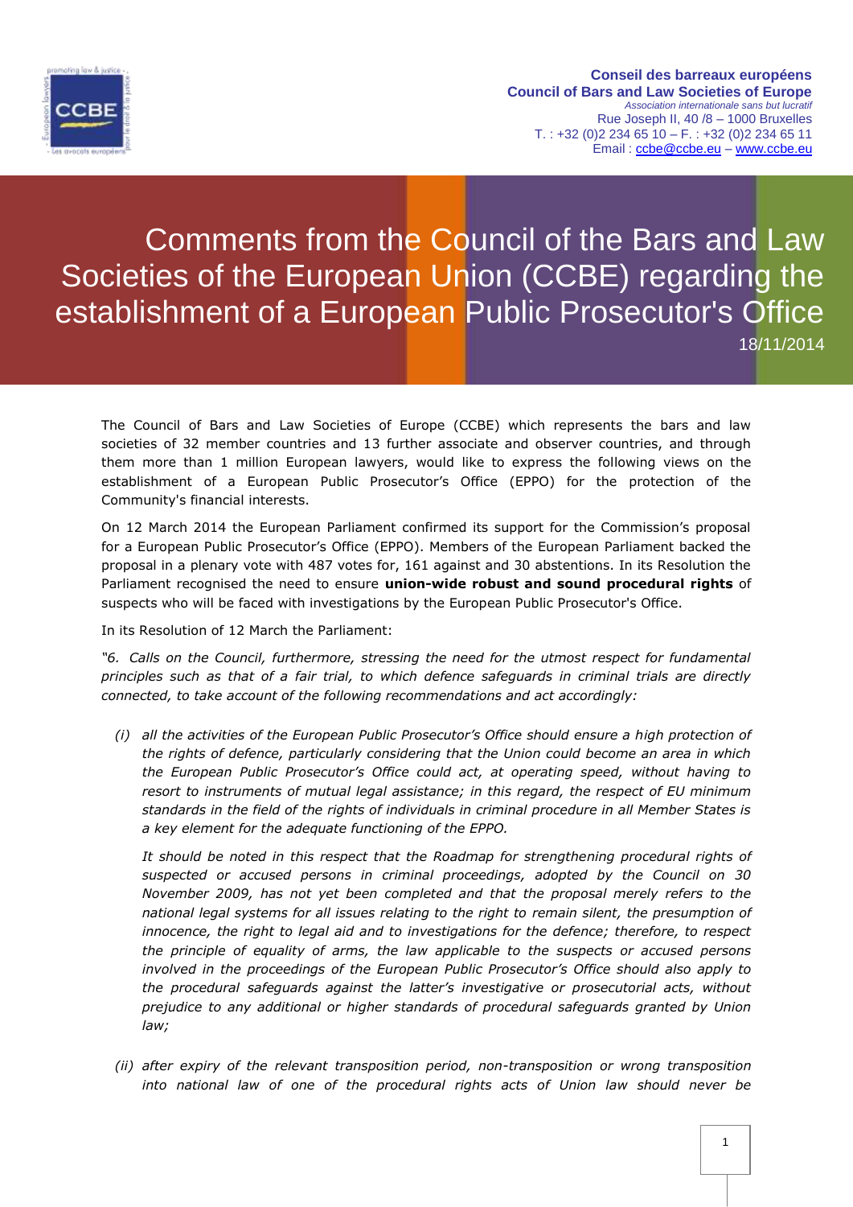Conseil des barreaux européens
Council of Bars and Law Societies of Europe
*Association internationale sans but lucratif*
Rue Joseph II, 40 /8 – 1000 Bruxelles
T. : +32 (0)2 234 65 10 – F. : +32 (0)2 234 65 11
Email : ccbe@ccbe.eu – www.ccbe.eu

# Comments from the Council of the Bars and Law Societies of the European Union (CCBE) regarding the establishment of a European Public Prosecutor's Office

18/11/2014

The Council of Bars and Law Societies of Europe (CCBE) which represents the bars and law societies of 32 member countries and 13 further associate and observer countries, and through them more than 1 million European lawyers, would like to express the following views on the establishment of a European Public Prosecutor's Office (EPPO) for the protection of the Community's financial interests.

On 12 March 2014 the European Parliament confirmed its support for the Commission's proposal for a European Public Prosecutor's Office (EPPO). Members of the European Parliament backed the proposal in a plenary vote with 487 votes for, 161 against and 30 abstentions. In its Resolution the Parliament recognised the need to ensure **union-wide robust and sound procedural rights** of suspects who will be faced with investigations by the European Public Prosecutor's Office.

In its Resolution of 12 March the Parliament:

*"6. Calls on the Council, furthermore, stressing the need for the utmost respect for fundamental principles such as that of a fair trial, to which defence safeguards in criminal trials are directly connected, to take account of the following recommendations and act accordingly:*

*(i) all the activities of the European Public Prosecutor's Office should ensure a high protection of the rights of defence, particularly considering that the Union could become an area in which the European Public Prosecutor's Office could act, at operating speed, without having to resort to instruments of mutual legal assistance; in this regard, the respect of EU minimum standards in the field of the rights of individuals in criminal procedure in all Member States is a key element for the adequate functioning of the EPPO.*

*It should be noted in this respect that the Roadmap for strengthening procedural rights of suspected or accused persons in criminal proceedings, adopted by the Council on 30 November 2009, has not yet been completed and that the proposal merely refers to the national legal systems for all issues relating to the right to remain silent, the presumption of innocence, the right to legal aid and to investigations for the defence; therefore, to respect the principle of equality of arms, the law applicable to the suspects or accused persons involved in the proceedings of the European Public Prosecutor's Office should also apply to the procedural safeguards against the latter's investigative or prosecutorial acts, without prejudice to any additional or higher standards of procedural safeguards granted by Union law;*

*(ii) after expiry of the relevant transposition period, non-transposition or wrong transposition into national law of one of the procedural rights acts of Union law should never be*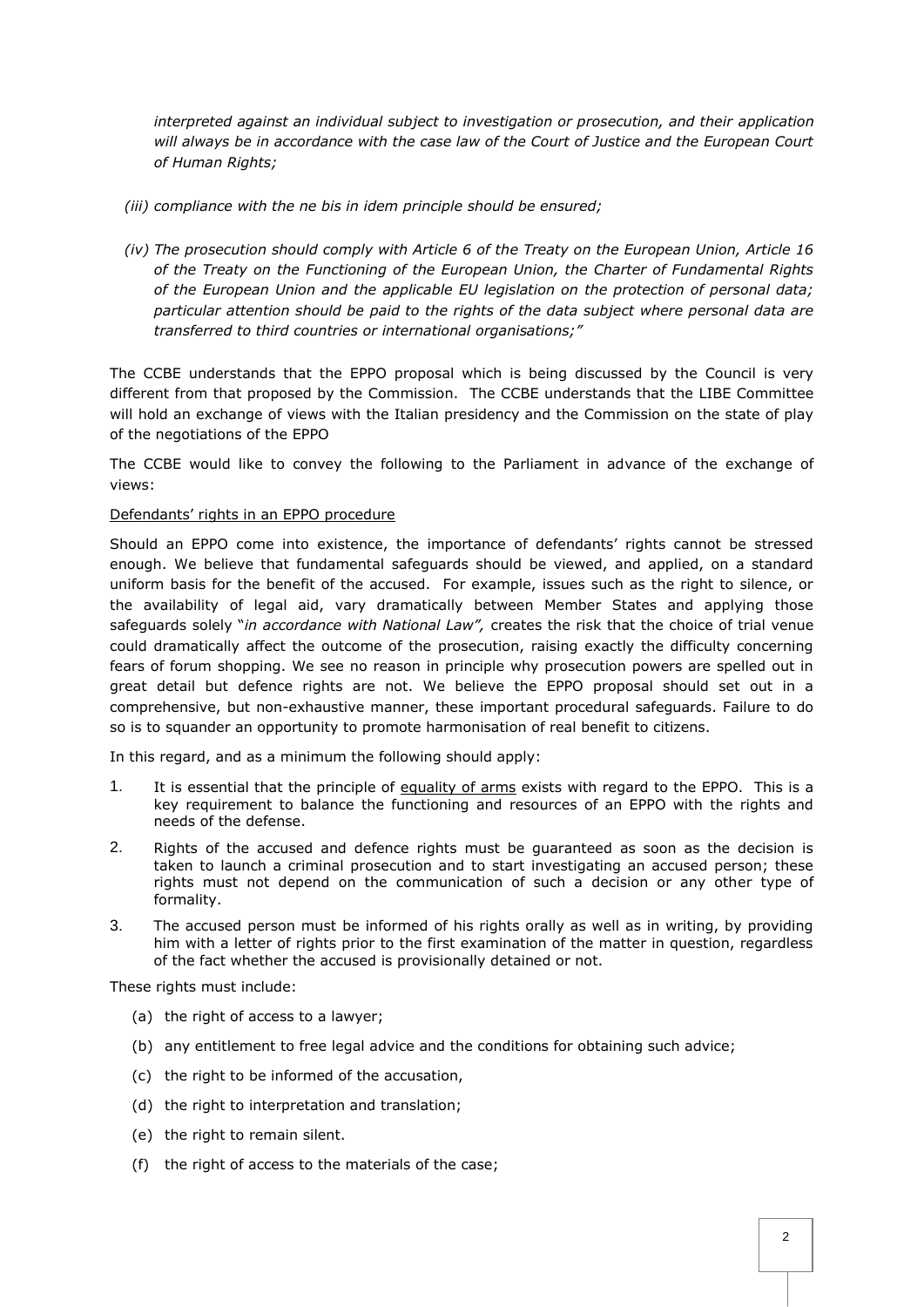*interpreted against an individual subject to investigation or prosecution, and their application will always be in accordance with the case law of the Court of Justice and the European Court of Human Rights;*

*(iii) compliance with the ne bis in idem principle should be ensured;*

*(iv) The prosecution should comply with Article 6 of the Treaty on the European Union, Article 16 of the Treaty on the Functioning of the European Union, the Charter of Fundamental Rights of the European Union and the applicable EU legislation on the protection of personal data; particular attention should be paid to the rights of the data subject where personal data are transferred to third countries or international organisations;"*

The CCBE understands that the EPPO proposal which is being discussed by the Council is very different from that proposed by the Commission. The CCBE understands that the LIBE Committee will hold an exchange of views with the Italian presidency and the Commission on the state of play of the negotiations of the EPPO

The CCBE would like to convey the following to the Parliament in advance of the exchange of views:

<u>Defendants' rights in an EPPO procedure</u>

Should an EPPO come into existence, the importance of defendants' rights cannot be stressed enough. We believe that fundamental safeguards should be viewed, and applied, on a standard uniform basis for the benefit of the accused. For example, issues such as the right to silence, or the availability of legal aid, vary dramatically between Member States and applying those safeguards solely "*in accordance with National Law",* creates the risk that the choice of trial venue could dramatically affect the outcome of the prosecution, raising exactly the difficulty concerning fears of forum shopping. We see no reason in principle why prosecution powers are spelled out in great detail but defence rights are not. We believe the EPPO proposal should set out in a comprehensive, but non-exhaustive manner, these important procedural safeguards. Failure to do so is to squander an opportunity to promote harmonisation of real benefit to citizens.

In this regard, and as a minimum the following should apply:

1. It is essential that the principle of <u>equality of arms</u> exists with regard to the EPPO. This is a key requirement to balance the functioning and resources of an EPPO with the rights and needs of the defense.
2. Rights of the accused and defence rights must be guaranteed as soon as the decision is taken to launch a criminal prosecution and to start investigating an accused person; these rights must not depend on the communication of such a decision or any other type of formality.
3. The accused person must be informed of his rights orally as well as in writing, by providing him with a letter of rights prior to the first examination of the matter in question, regardless of the fact whether the accused is provisionally detained or not.

These rights must include:

(a) the right of access to a lawyer;

(b) any entitlement to free legal advice and the conditions for obtaining such advice;

(c) the right to be informed of the accusation,

(d) the right to interpretation and translation;

(e) the right to remain silent.

(f) the right of access to the materials of the case;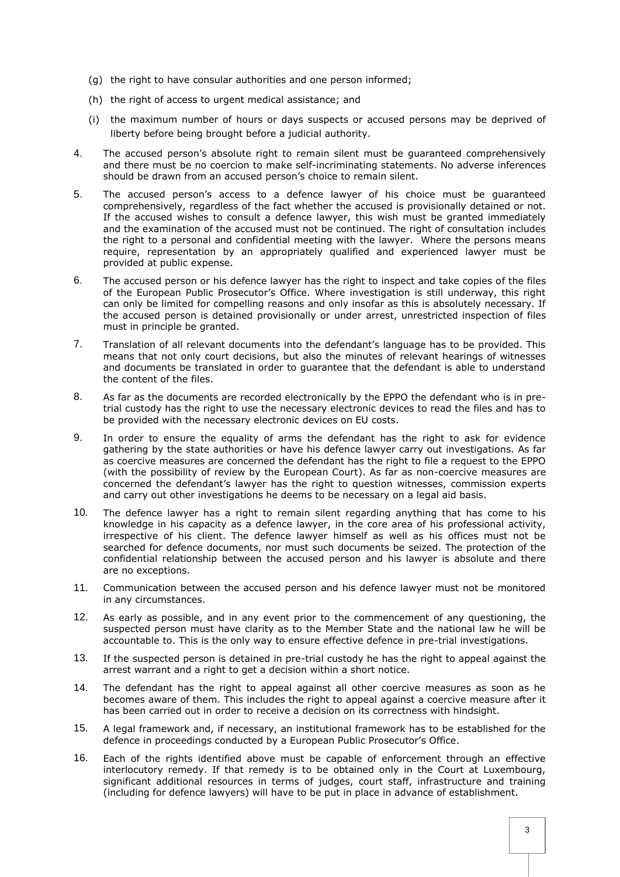(g) the right to have consular authorities and one person informed;

(h) the right of access to urgent medical assistance; and

(i) the maximum number of hours or days suspects or accused persons may be deprived of liberty before being brought before a judicial authority.

4. The accused person's absolute right to remain silent must be guaranteed comprehensively and there must be no coercion to make self-incriminating statements. No adverse inferences should be drawn from an accused person's choice to remain silent.

5. The accused person's access to a defence lawyer of his choice must be guaranteed comprehensively, regardless of the fact whether the accused is provisionally detained or not. If the accused wishes to consult a defence lawyer, this wish must be granted immediately and the examination of the accused must not be continued. The right of consultation includes the right to a personal and confidential meeting with the lawyer. Where the persons means require, representation by an appropriately qualified and experienced lawyer must be provided at public expense.

6. The accused person or his defence lawyer has the right to inspect and take copies of the files of the European Public Prosecutor's Office. Where investigation is still underway, this right can only be limited for compelling reasons and only insofar as this is absolutely necessary. If the accused person is detained provisionally or under arrest, unrestricted inspection of files must in principle be granted.

7. Translation of all relevant documents into the defendant's language has to be provided. This means that not only court decisions, but also the minutes of relevant hearings of witnesses and documents be translated in order to guarantee that the defendant is able to understand the content of the files.

8. As far as the documents are recorded electronically by the EPPO the defendant who is in pre-trial custody has the right to use the necessary electronic devices to read the files and has to be provided with the necessary electronic devices on EU costs.

9. In order to ensure the equality of arms the defendant has the right to ask for evidence gathering by the state authorities or have his defence lawyer carry out investigations. As far as coercive measures are concerned the defendant has the right to file a request to the EPPO (with the possibility of review by the European Court). As far as non-coercive measures are concerned the defendant's lawyer has the right to question witnesses, commission experts and carry out other investigations he deems to be necessary on a legal aid basis.

10. The defence lawyer has a right to remain silent regarding anything that has come to his knowledge in his capacity as a defence lawyer, in the core area of his professional activity, irrespective of his client. The defence lawyer himself as well as his offices must not be searched for defence documents, nor must such documents be seized. The protection of the confidential relationship between the accused person and his lawyer is absolute and there are no exceptions.

11. Communication between the accused person and his defence lawyer must not be monitored in any circumstances.

12. As early as possible, and in any event prior to the commencement of any questioning, the suspected person must have clarity as to the Member State and the national law he will be accountable to. This is the only way to ensure effective defence in pre-trial investigations.

13. If the suspected person is detained in pre-trial custody he has the right to appeal against the arrest warrant and a right to get a decision within a short notice.

14. The defendant has the right to appeal against all other coercive measures as soon as he becomes aware of them. This includes the right to appeal against a coercive measure after it has been carried out in order to receive a decision on its correctness with hindsight.

15. A legal framework and, if necessary, an institutional framework has to be established for the defence in proceedings conducted by a European Public Prosecutor's Office.

16. Each of the rights identified above must be capable of enforcement through an effective interlocutory remedy. If that remedy is to be obtained only in the Court at Luxembourg, significant additional resources in terms of judges, court staff, infrastructure and training (including for defence lawyers) will have to be put in place in advance of establishment.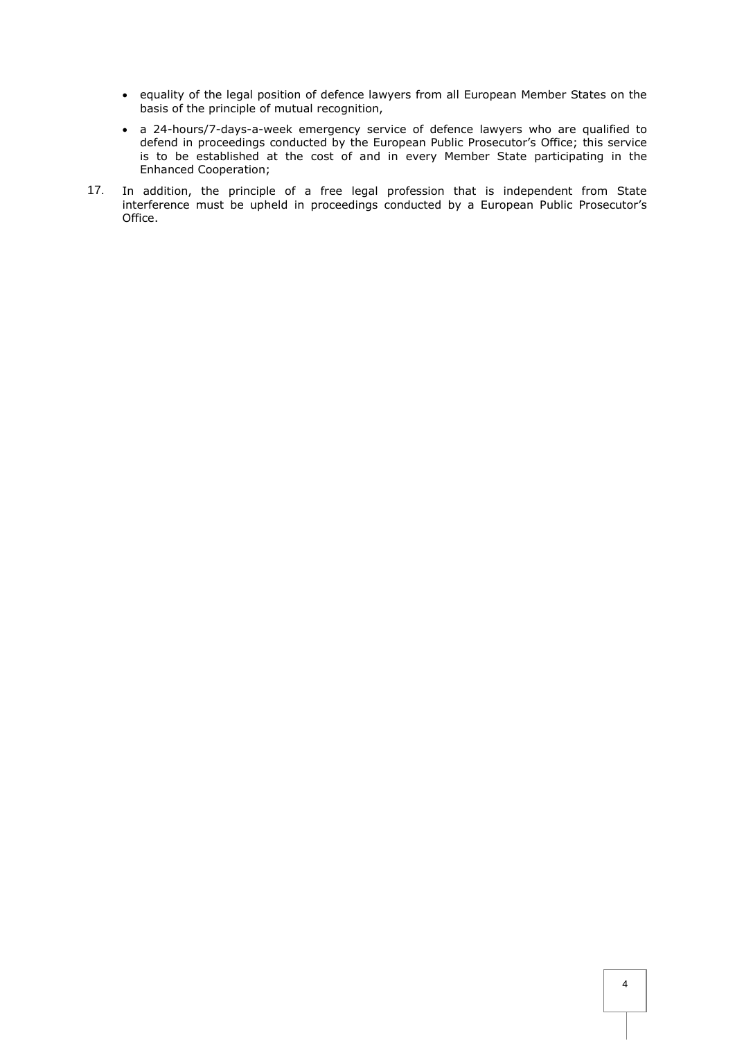- equality of the legal position of defence lawyers from all European Member States on the basis of the principle of mutual recognition,
- a 24-hours/7-days-a-week emergency service of defence lawyers who are qualified to defend in proceedings conducted by the European Public Prosecutor's Office; this service is to be established at the cost of and in every Member State participating in the Enhanced Cooperation;

17. In addition, the principle of a free legal profession that is independent from State interference must be upheld in proceedings conducted by a European Public Prosecutor's Office.